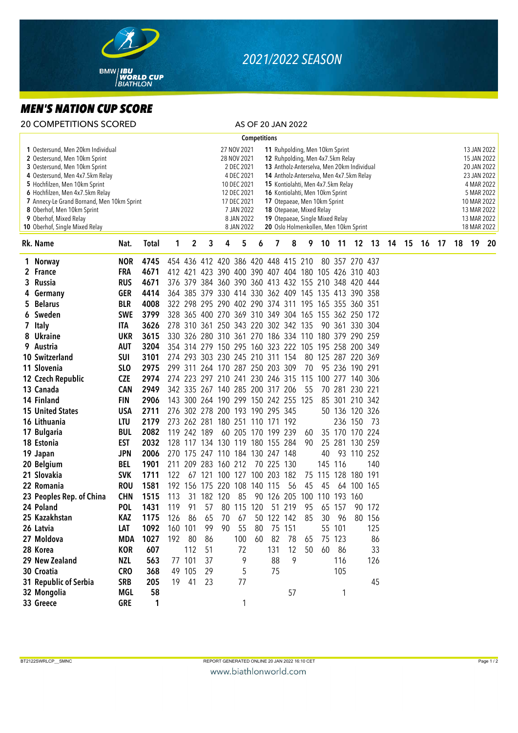# 2021/2022 SEASON

## MEN'S NATION CUP SCORE

20 COMPETITIONS SCORED — AS OF 20 JAN 2022

**Competitions**

| No. | Competition | Date | No. | Competition | Date |
|---|---|---|---|---|---|
| 1 | Oestersund, Men 20km Individual | 27 NOV 2021 | 11 | Ruhpolding, Men 10km Sprint | 13 JAN 2022 |
| 2 | Oestersund, Men 10km Sprint | 28 NOV 2021 | 12 | Ruhpolding, Men 4x7.5km Relay | 15 JAN 2022 |
| 3 | Oestersund, Men 10km Sprint | 2 DEC 2021 | 13 | Antholz-Anterselva, Men 20km Individual | 20 JAN 2022 |
| 4 | Oestersund, Men 4x7.5km Relay | 4 DEC 2021 | 14 | Antholz-Anterselva, Men 4x7.5km Relay | 23 JAN 2022 |
| 5 | Hochfilzen, Men 10km Sprint | 10 DEC 2021 | 15 | Kontiolahti, Men 4x7.5km Relay | 4 MAR 2022 |
| 6 | Hochfilzen, Men 4x7.5km Relay | 12 DEC 2021 | 16 | Kontiolahti, Men 10km Sprint | 5 MAR 2022 |
| 7 | Annecy-Le Grand Bornand, Men 10km Sprint | 17 DEC 2021 | 17 | Otepaeae, Men 10km Sprint | 10 MAR 2022 |
| 8 | Oberhof, Men 10km Sprint | 7 JAN 2022 | 18 | Otepaeae, Mixed Relay | 13 MAR 2022 |
| 9 | Oberhof, Mixed Relay | 8 JAN 2022 | 19 | Otepaeae, Single Mixed Relay | 13 MAR 2022 |
| 10 | Oberhof, Single Mixed Relay | 8 JAN 2022 | 20 | Oslo Holmenkollen, Men 10km Sprint | 18 MAR 2022 |

| Rk. | Name | Nat. | Total | 1 | 2 | 3 | 4 | 5 | 6 | 7 | 8 | 9 | 10 | 11 | 12 | 13 | 14 | 15 | 16 | 17 | 18 | 19 | 20 |
|---|---|---|---|---|---|---|---|---|---|---|---|---|---|---|---|---|---|---|---|---|---|---|---|
| 1 | Norway | NOR | 4745 | 454 | 436 | 412 | 420 | 386 | 420 | 448 | 415 | 210 | 80 | 357 | 270 | 437 | | | | | | | |
| 2 | France | FRA | 4671 | 412 | 421 | 423 | 390 | 400 | 390 | 407 | 404 | 180 | 105 | 426 | 310 | 403 | | | | | | | |
| 3 | Russia | RUS | 4671 | 376 | 379 | 384 | 360 | 390 | 360 | 413 | 432 | 155 | 210 | 348 | 420 | 444 | | | | | | | |
| 4 | Germany | GER | 4414 | 364 | 385 | 379 | 330 | 414 | 330 | 362 | 409 | 145 | 135 | 413 | 390 | 358 | | | | | | | |
| 5 | Belarus | BLR | 4008 | 322 | 298 | 295 | 290 | 402 | 290 | 374 | 311 | 195 | 165 | 355 | 360 | 351 | | | | | | | |
| 6 | Sweden | SWE | 3799 | 328 | 365 | 400 | 270 | 369 | 310 | 349 | 304 | 165 | 155 | 362 | 250 | 172 | | | | | | | |
| 7 | Italy | ITA | 3626 | 278 | 310 | 361 | 250 | 343 | 220 | 302 | 342 | 135 | 90 | 361 | 330 | 304 | | | | | | | |
| 8 | Ukraine | UKR | 3615 | 330 | 326 | 280 | 310 | 361 | 270 | 186 | 334 | 110 | 180 | 379 | 290 | 259 | | | | | | | |
| 9 | Austria | AUT | 3204 | 354 | 314 | 279 | 150 | 295 | 160 | 323 | 222 | 105 | 195 | 258 | 200 | 349 | | | | | | | |
| 10 | Switzerland | SUI | 3101 | 274 | 293 | 303 | 230 | 245 | 210 | 311 | 154 | 80 | 125 | 287 | 220 | 369 | | | | | | | |
| 11 | Slovenia | SLO | 2975 | 299 | 311 | 264 | 170 | 287 | 250 | 203 | 309 | 70 | 95 | 236 | 190 | 291 | | | | | | | |
| 12 | Czech Republic | CZE | 2974 | 274 | 223 | 297 | 210 | 241 | 230 | 246 | 315 | 115 | 100 | 277 | 140 | 306 | | | | | | | |
| 13 | Canada | CAN | 2949 | 342 | 335 | 267 | 140 | 285 | 200 | 317 | 206 | 55 | 70 | 281 | 230 | 221 | | | | | | | |
| 14 | Finland | FIN | 2906 | 143 | 300 | 264 | 190 | 299 | 150 | 242 | 255 | 125 | 85 | 301 | 210 | 342 | | | | | | | |
| 15 | United States | USA | 2711 | 276 | 302 | 278 | 200 | 193 | 190 | 295 | 345 | | 50 | 136 | 120 | 326 | | | | | | | |
| 16 | Lithuania | LTU | 2179 | 273 | 262 | 281 | 180 | 251 | 110 | 171 | 192 | | | 236 | 150 | 73 | | | | | | | |
| 17 | Bulgaria | BUL | 2082 | 119 | 242 | 189 | 60 | 205 | 170 | 199 | 239 | 60 | 35 | 170 | 170 | 224 | | | | | | | |
| 18 | Estonia | EST | 2032 | 128 | 117 | 134 | 130 | 119 | 180 | 155 | 284 | 90 | 25 | 281 | 130 | 259 | | | | | | | |
| 19 | Japan | JPN | 2006 | 270 | 175 | 247 | 110 | 184 | 130 | 247 | 148 | | 40 | 93 | 110 | 252 | | | | | | | |
| 20 | Belgium | BEL | 1901 | 211 | 209 | 283 | 160 | 212 | 70 | 225 | 130 | | 145 | 116 | | 140 | | | | | | | |
| 21 | Slovakia | SVK | 1711 | 122 | 67 | 121 | 100 | 127 | 100 | 203 | 182 | 75 | 115 | 128 | 180 | 191 | | | | | | | |
| 22 | Romania | ROU | 1581 | 192 | 156 | 175 | 220 | 108 | 140 | 115 | 56 | 45 | 45 | 64 | 100 | 165 | | | | | | | |
| 23 | Peoples Rep. of China | CHN | 1515 | 113 | 31 | 182 | 120 | 85 | 90 | 126 | 205 | 100 | 110 | 193 | 160 | | | | | | | | |
| 24 | Poland | POL | 1431 | 119 | 91 | 57 | 80 | 115 | 120 | 51 | 219 | 95 | 65 | 157 | 90 | 172 | | | | | | | |
| 25 | Kazakhstan | KAZ | 1175 | 126 | 86 | 65 | 70 | 67 | 50 | 122 | 142 | 85 | 30 | 96 | 80 | 156 | | | | | | | |
| 26 | Latvia | LAT | 1092 | 160 | 101 | 99 | 90 | 55 | 80 | 75 | 151 | | 55 | 101 | | 125 | | | | | | | |
| 27 | Moldova | MDA | 1027 | 192 | 80 | 86 | | 100 | 60 | 82 | 78 | 65 | 75 | 123 | | 86 | | | | | | | |
| 28 | Korea | KOR | 607 | | 112 | 51 | | 72 | | 131 | 12 | 50 | 60 | 86 | | 33 | | | | | | | |
| 29 | New Zealand | NZL | 563 | 77 | 101 | 37 | | 9 | | 88 | 9 | | | 116 | | 126 | | | | | | | |
| 30 | Croatia | CRO | 368 | 49 | 105 | 29 | | 5 | | 75 | | | | 105 | | | | | | | | | |
| 31 | Republic of Serbia | SRB | 205 | 19 | 41 | 23 | | 77 | | | | | | | | 45 | | | | | | | |
| 32 | Mongolia | MGL | 58 | | | | | | | | 57 | | | 1 | | | | | | | | | |
| 33 | Greece | GRE | 1 | | | | | 1 | | | | | | | | | | | | | | | |

BT2122SWRLCP__SMNC — REPORT GENERATED ONLINE 20 JAN 2022 16:10 CET

www.biathlonworld.com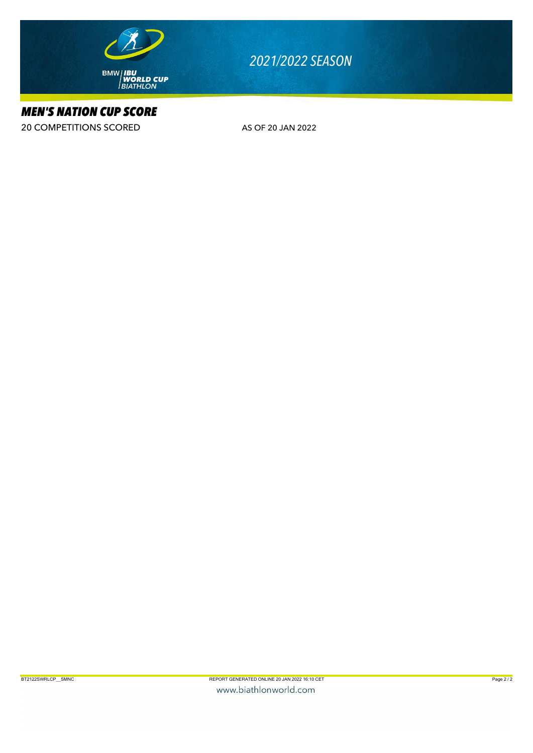2021/2022 SEASON

## MEN'S NATION CUP SCORE

20 COMPETITIONS SCORED

AS OF 20 JAN 2022